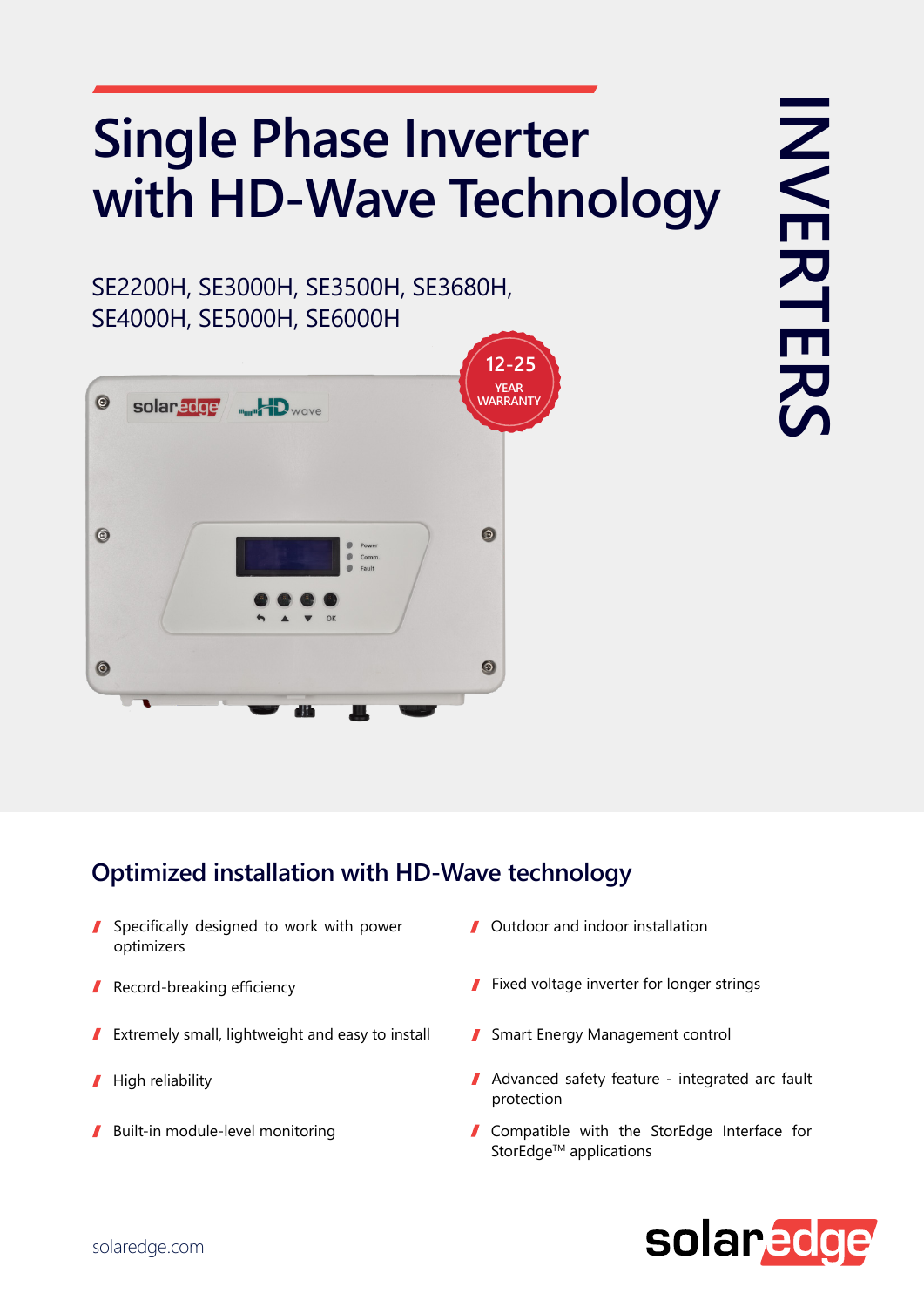# Single Phase Inverter with HD-Wave Technology

INVERTERS

SE2200H, SE3000H, SE3500H, SE3680H, SE4000H, SE5000H, SE6000H

12-25 YEAR WARRANTY

## Optimized installation with HD-Wave technology

- Specifically designed to work with power optimizers
- Record-breaking efficiency
- Extremely small, lightweight and easy to install
- High reliability
- Built-in module-level monitoring
- Outdoor and indoor installation
- Fixed voltage inverter for longer strings
- Smart Energy Management control
- Advanced safety feature - integrated arc fault protection
- Compatible with the StorEdge Interface for StorEdge™ applications

solaredge.com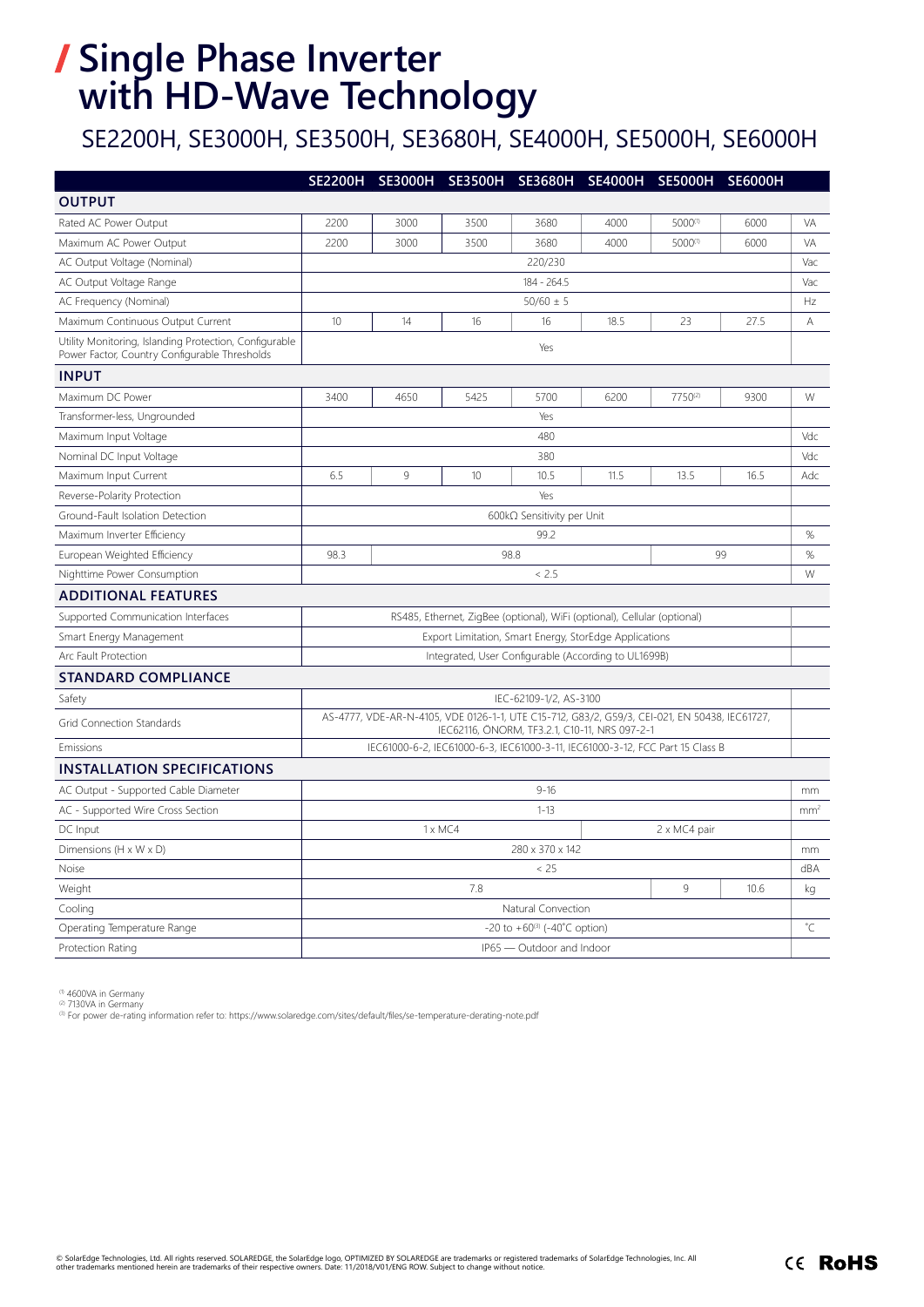# / Single Phase Inverter with HD-Wave Technology

## SE2200H, SE3000H, SE3500H, SE3680H, SE4000H, SE5000H, SE6000H

| | SE2200H | SE3000H | SE3500H | SE3680H | SE4000H | SE5000H | SE6000H | |
|---|---|---|---|---|---|---|---|---|
| **OUTPUT** | | | | | | | | |
| Rated AC Power Output | 2200 | 3000 | 3500 | 3680 | 4000 | 5000[1] | 6000 | VA |
| Maximum AC Power Output | 2200 | 3000 | 3500 | 3680 | 4000 | 5000[1] | 6000 | VA |
| AC Output Voltage (Nominal) | 220/230 | | | | | | | Vac |
| AC Output Voltage Range | 184 - 264.5 | | | | | | | Vac |
| AC Frequency (Nominal) | 50/60 ± 5 | | | | | | | Hz |
| Maximum Continuous Output Current | 10 | 14 | 16 | 16 | 18.5 | 23 | 27.5 | A |
| Utility Monitoring, Islanding Protection, Configurable Power Factor, Country Configurable Thresholds | Yes | | | | | | | |
| **INPUT** | | | | | | | | |
| Maximum DC Power | 3400 | 4650 | 5425 | 5700 | 6200 | 7750[2] | 9300 | W |
| Transformer-less, Ungrounded | Yes | | | | | | | |
| Maximum Input Voltage | 480 | | | | | | | Vdc |
| Nominal DC Input Voltage | 380 | | | | | | | Vdc |
| Maximum Input Current | 6.5 | 9 | 10 | 10.5 | 11.5 | 13.5 | 16.5 | Adc |
| Reverse-Polarity Protection | Yes | | | | | | | |
| Ground-Fault Isolation Detection | 600kΩ Sensitivity per Unit | | | | | | | |
| Maximum Inverter Efficiency | 99.2 | | | | | | | % |
| European Weighted Efficiency | 98.3 | 98.8 | | | | 99 | | % |
| Nighttime Power Consumption | < 2.5 | | | | | | | W |
| **ADDITIONAL FEATURES** | | | | | | | | |
| Supported Communication Interfaces | RS485, Ethernet, ZigBee (optional), WiFi (optional), Cellular (optional) | | | | | | | |
| Smart Energy Management | Export Limitation, Smart Energy, StorEdge Applications | | | | | | | |
| Arc Fault Protection | Integrated, User Configurable (According to UL1699B) | | | | | | | |
| **STANDARD COMPLIANCE** | | | | | | | | |
| Safety | IEC-62109-1/2, AS-3100 | | | | | | | |
| Grid Connection Standards | AS-4777, VDE-AR-N-4105, VDE 0126-1-1, UTE C15-712, G83/2, G59/3, CEI-021, EN 50438, IEC61727, IEC62116, ÖNORM, TF3.2.1, C10-11, NRS 097-2-1 | | | | | | | |
| Emissions | IEC61000-6-2, IEC61000-6-3, IEC61000-3-11, IEC61000-3-12, FCC Part 15 Class B | | | | | | | |
| **INSTALLATION SPECIFICATIONS** | | | | | | | | |
| AC Output - Supported Cable Diameter | 9-16 | | | | | | | mm |
| AC - Supported Wire Cross Section | 1-13 | | | | | | | mm² |
| DC Input | 1 x MC4 | | | | 2 x MC4 pair | | | |
| Dimensions (H x W x D) | 280 x 370 x 142 | | | | | | | mm |
| Noise | < 25 | | | | | | | dBA |
| Weight | 7.8 | | | | | 9 | 10.6 | kg |
| Cooling | Natural Convection | | | | | | | |
| Operating Temperature Range | -20 to +60[3] (-40˚C option) | | | | | | | ˚C |
| Protection Rating | IP65 — Outdoor and Indoor | | | | | | | |

[1] 4600VA in Germany
[2] 7130VA in Germany
[3] For power de-rating information refer to: https://www.solaredge.com/sites/default/files/se-temperature-derating-note.pdf

© SolarEdge Technologies, Ltd. All rights reserved. SOLAREDGE, the SolarEdge logo, OPTIMIZED BY SOLAREDGE are trademarks or registered trademarks of SolarEdge Technologies, Inc. All other trademarks mentioned herein are trademarks of their respective owners. Date: 11/2018/V01/ENG ROW. Subject to change without notice.

CE RoHS